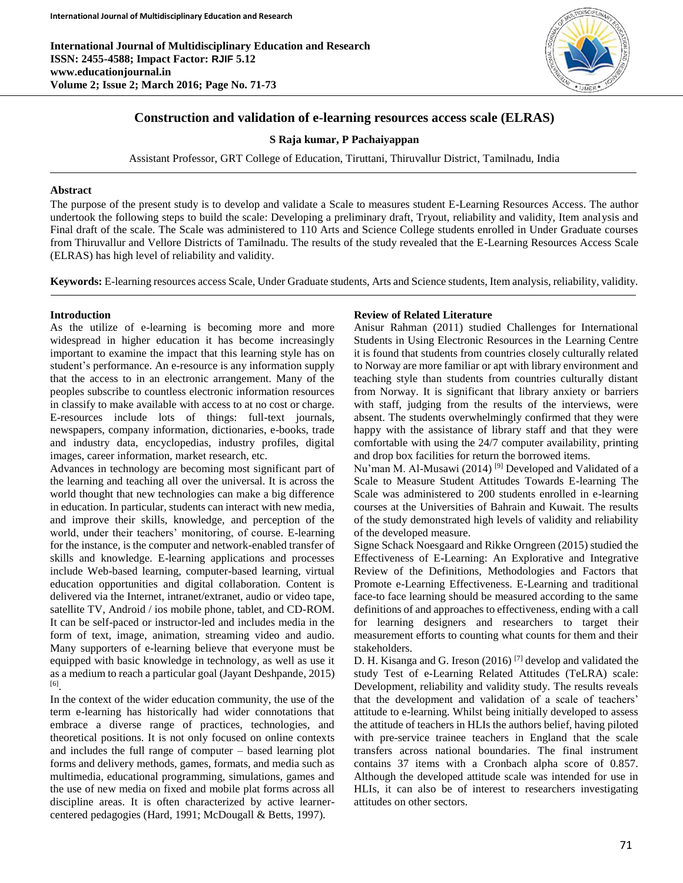# Construction and validation of e-learning resources access scale (ELRAS)

**S Raja kumar, P Pachaiyappan**

Assistant Professor, GRT College of Education, Tiruttani, Thiruvallur District, Tamilnadu, India

## Abstract

The purpose of the present study is to develop and validate a Scale to measures student E-Learning Resources Access. The author undertook the following steps to build the scale: Developing a preliminary draft, Tryout, reliability and validity, Item analysis and Final draft of the scale. The Scale was administered to 110 Arts and Science College students enrolled in Under Graduate courses from Thiruvallur and Vellore Districts of Tamilnadu. The results of the study revealed that the E-Learning Resources Access Scale (ELRAS) has high level of reliability and validity.

**Keywords:** E-learning resources access Scale, Under Graduate students, Arts and Science students, Item analysis, reliability, validity.

## Introduction

As the utilize of e-learning is becoming more and more widespread in higher education it has become increasingly important to examine the impact that this learning style has on student's performance. An e-resource is any information supply that the access to in an electronic arrangement. Many of the peoples subscribe to countless electronic information resources in classify to make available with access to at no cost or charge. E-resources include lots of things: full-text journals, newspapers, company information, dictionaries, e-books, trade and industry data, encyclopedias, industry profiles, digital images, career information, market research, etc.

Advances in technology are becoming most significant part of the learning and teaching all over the universal. It is across the world thought that new technologies can make a big difference in education. In particular, students can interact with new media, and improve their skills, knowledge, and perception of the world, under their teachers' monitoring, of course. E-learning for the instance, is the computer and network-enabled transfer of skills and knowledge. E-learning applications and processes include Web-based learning, computer-based learning, virtual education opportunities and digital collaboration. Content is delivered via the Internet, intranet/extranet, audio or video tape, satellite TV, Android / ios mobile phone, tablet, and CD-ROM. It can be self-paced or instructor-led and includes media in the form of text, image, animation, streaming video and audio. Many supporters of e-learning believe that everyone must be equipped with basic knowledge in technology, as well as use it as a medium to reach a particular goal (Jayant Deshpande, 2015) [6].

In the context of the wider education community, the use of the term e-learning has historically had wider connotations that embrace a diverse range of practices, technologies, and theoretical positions. It is not only focused on online contexts and includes the full range of computer – based learning plot forms and delivery methods, games, formats, and media such as multimedia, educational programming, simulations, games and the use of new media on fixed and mobile plat forms across all discipline areas. It is often characterized by active learner-centered pedagogies (Hard, 1991; McDougall & Betts, 1997).

## Review of Related Literature

Anisur Rahman (2011) studied Challenges for International Students in Using Electronic Resources in the Learning Centre it is found that students from countries closely culturally related to Norway are more familiar or apt with library environment and teaching style than students from countries culturally distant from Norway. It is significant that library anxiety or barriers with staff, judging from the results of the interviews, were absent. The students overwhelmingly confirmed that they were happy with the assistance of library staff and that they were comfortable with using the 24/7 computer availability, printing and drop box facilities for return the borrowed items.

Nu'man M. Al-Musawi (2014) [9] Developed and Validated of a Scale to Measure Student Attitudes Towards E-learning The Scale was administered to 200 students enrolled in e-learning courses at the Universities of Bahrain and Kuwait. The results of the study demonstrated high levels of validity and reliability of the developed measure.

Signe Schack Noesgaard and Rikke Orngreen (2015) studied the Effectiveness of E-Learning: An Explorative and Integrative Review of the Definitions, Methodologies and Factors that Promote e-Learning Effectiveness. E-Learning and traditional face-to face learning should be measured according to the same definitions of and approaches to effectiveness, ending with a call for learning designers and researchers to target their measurement efforts to counting what counts for them and their stakeholders.

D. H. Kisanga and G. Ireson (2016) [7] develop and validated the study Test of e-Learning Related Attitudes (TeLRA) scale: Development, reliability and validity study. The results reveals that the development and validation of a scale of teachers' attitude to e-learning. Whilst being initially developed to assess the attitude of teachers in HLIs the authors belief, having piloted with pre-service trainee teachers in England that the scale transfers across national boundaries. The final instrument contains 37 items with a Cronbach alpha score of 0.857. Although the developed attitude scale was intended for use in HLIs, it can also be of interest to researchers investigating attitudes on other sectors.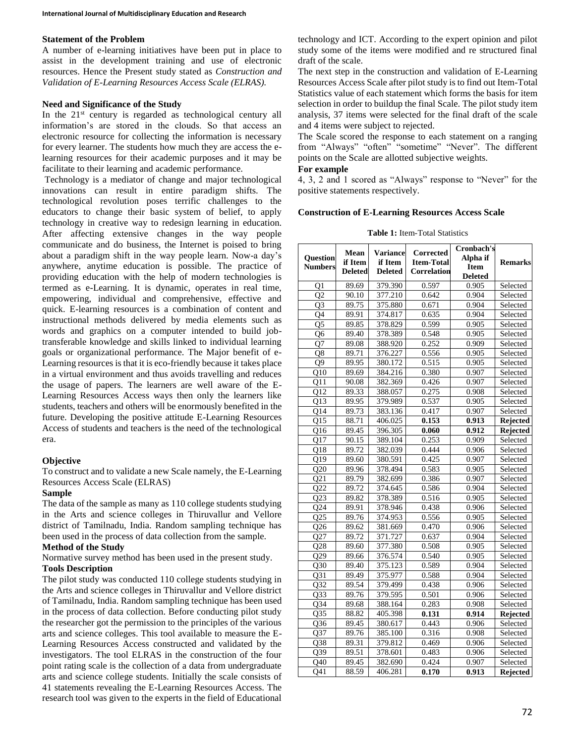## Statement of the Problem

A number of e-learning initiatives have been put in place to assist in the development training and use of electronic resources. Hence the Present study stated as *Construction and Validation of E-Learning Resources Access Scale (ELRAS).*

## Need and Significance of the Study

In the 21st century is regarded as technological century all information's are stored in the clouds. So that access an electronic resource for collecting the information is necessary for every learner. The students how much they are access the e-learning resources for their academic purposes and it may be facilitate to their learning and academic performance.

Technology is a mediator of change and major technological innovations can result in entire paradigm shifts. The technological revolution poses terrific challenges to the educators to change their basic system of belief, to apply technology in creative way to redesign learning in education. After affecting extensive changes in the way people communicate and do business, the Internet is poised to bring about a paradigm shift in the way people learn. Now-a day's anywhere, anytime education is possible. The practice of providing education with the help of modern technologies is termed as e-Learning. It is dynamic, operates in real time, empowering, individual and comprehensive, effective and quick. E-learning resources is a combination of content and instructional methods delivered by media elements such as words and graphics on a computer intended to build job-transferable knowledge and skills linked to individual learning goals or organizational performance. The Major benefit of e-Learning resources is that it is eco-friendly because it takes place in a virtual environment and thus avoids travelling and reduces the usage of papers. The learners are well aware of the E-Learning Resources Access ways then only the learners like students, teachers and others will be enormously benefited in the future. Developing the positive attitude E-Learning Resources Access of students and teachers is the need of the technological era.

## Objective

To construct and to validate a new Scale namely, the E-Learning Resources Access Scale (ELRAS)

### Sample

The data of the sample as many as 110 college students studying in the Arts and science colleges in Thiruvallur and Vellore district of Tamilnadu, India. Random sampling technique has been used in the process of data collection from the sample.

### Method of the Study

Normative survey method has been used in the present study.

### Tools Description

The pilot study was conducted 110 college students studying in the Arts and science colleges in Thiruvallur and Vellore district of Tamilnadu, India. Random sampling technique has been used in the process of data collection. Before conducting pilot study the researcher got the permission to the principles of the various arts and science colleges. This tool available to measure the E-Learning Resources Access constructed and validated by the investigators. The tool ELRAS in the construction of the four point rating scale is the collection of a data from undergraduate arts and science college students. Initially the scale consists of 41 statements revealing the E-Learning Resources Access. The research tool was given to the experts in the field of Educational technology and ICT. According to the expert opinion and pilot study some of the items were modified and re structured final draft of the scale.

The next step in the construction and validation of E-Learning Resources Access Scale after pilot study is to find out Item-Total Statistics value of each statement which forms the basis for item selection in order to buildup the final Scale. The pilot study item analysis, 37 items were selected for the final draft of the scale and 4 items were subject to rejected.

The Scale scored the response to each statement on a ranging from "Always" "often" "sometime" "Never". The different points on the Scale are allotted subjective weights.

### For example

4, 3, 2 and 1 scored as "Always" response to "Never" for the positive statements respectively.

## Construction of E-Learning Resources Access Scale

**Table 1:** Item-Total Statistics

| Question Numbers | Mean if Item Deleted | Variance if Item Deleted | Corrected Item-Total Correlation | Cronbach's Alpha if Item Deleted | Remarks |
|---|---|---|---|---|---|
| Q1 | 89.69 | 379.390 | 0.597 | 0.905 | Selected |
| Q2 | 90.10 | 377.210 | 0.642 | 0.904 | Selected |
| Q3 | 89.75 | 375.880 | 0.671 | 0.904 | Selected |
| Q4 | 89.91 | 374.817 | 0.635 | 0.904 | Selected |
| Q5 | 89.85 | 378.829 | 0.599 | 0.905 | Selected |
| Q6 | 89.40 | 378.389 | 0.548 | 0.905 | Selected |
| Q7 | 89.08 | 388.920 | 0.252 | 0.909 | Selected |
| Q8 | 89.71 | 376.227 | 0.556 | 0.905 | Selected |
| Q9 | 89.95 | 380.172 | 0.515 | 0.905 | Selected |
| Q10 | 89.69 | 384.216 | 0.380 | 0.907 | Selected |
| Q11 | 90.08 | 382.369 | 0.426 | 0.907 | Selected |
| Q12 | 89.33 | 388.057 | 0.275 | 0.908 | Selected |
| Q13 | 89.95 | 379.989 | 0.537 | 0.905 | Selected |
| Q14 | 89.73 | 383.136 | 0.417 | 0.907 | Selected |
| Q15 | 88.71 | 406.025 | **0.153** | **0.913** | **Rejected** |
| Q16 | 89.45 | 396.305 | **0.060** | **0.912** | **Rejected** |
| Q17 | 90.15 | 389.104 | 0.253 | 0.909 | Selected |
| Q18 | 89.72 | 382.039 | 0.444 | 0.906 | Selected |
| Q19 | 89.60 | 380.591 | 0.425 | 0.907 | Selected |
| Q20 | 89.96 | 378.494 | 0.583 | 0.905 | Selected |
| Q21 | 89.79 | 382.699 | 0.386 | 0.907 | Selected |
| Q22 | 89.72 | 374.645 | 0.586 | 0.904 | Selected |
| Q23 | 89.82 | 378.389 | 0.516 | 0.905 | Selected |
| Q24 | 89.91 | 378.946 | 0.438 | 0.906 | Selected |
| Q25 | 89.76 | 374.953 | 0.556 | 0.905 | Selected |
| Q26 | 89.62 | 381.669 | 0.470 | 0.906 | Selected |
| Q27 | 89.72 | 371.727 | 0.637 | 0.904 | Selected |
| Q28 | 89.60 | 377.380 | 0.508 | 0.905 | Selected |
| Q29 | 89.66 | 376.574 | 0.540 | 0.905 | Selected |
| Q30 | 89.40 | 375.123 | 0.589 | 0.904 | Selected |
| Q31 | 89.49 | 375.977 | 0.588 | 0.904 | Selected |
| Q32 | 89.54 | 379.499 | 0.438 | 0.906 | Selected |
| Q33 | 89.76 | 379.595 | 0.501 | 0.906 | Selected |
| Q34 | 89.68 | 388.164 | 0.283 | 0.908 | Selected |
| Q35 | 88.82 | 405.398 | **0.131** | **0.914** | **Rejected** |
| Q36 | 89.45 | 380.617 | 0.443 | 0.906 | Selected |
| Q37 | 89.76 | 385.100 | 0.316 | 0.908 | Selected |
| Q38 | 89.31 | 379.812 | 0.469 | 0.906 | Selected |
| Q39 | 89.51 | 378.601 | 0.483 | 0.906 | Selected |
| Q40 | 89.45 | 382.690 | 0.424 | 0.907 | Selected |
| Q41 | 88.59 | 406.281 | **0.170** | **0.913** | **Rejected** |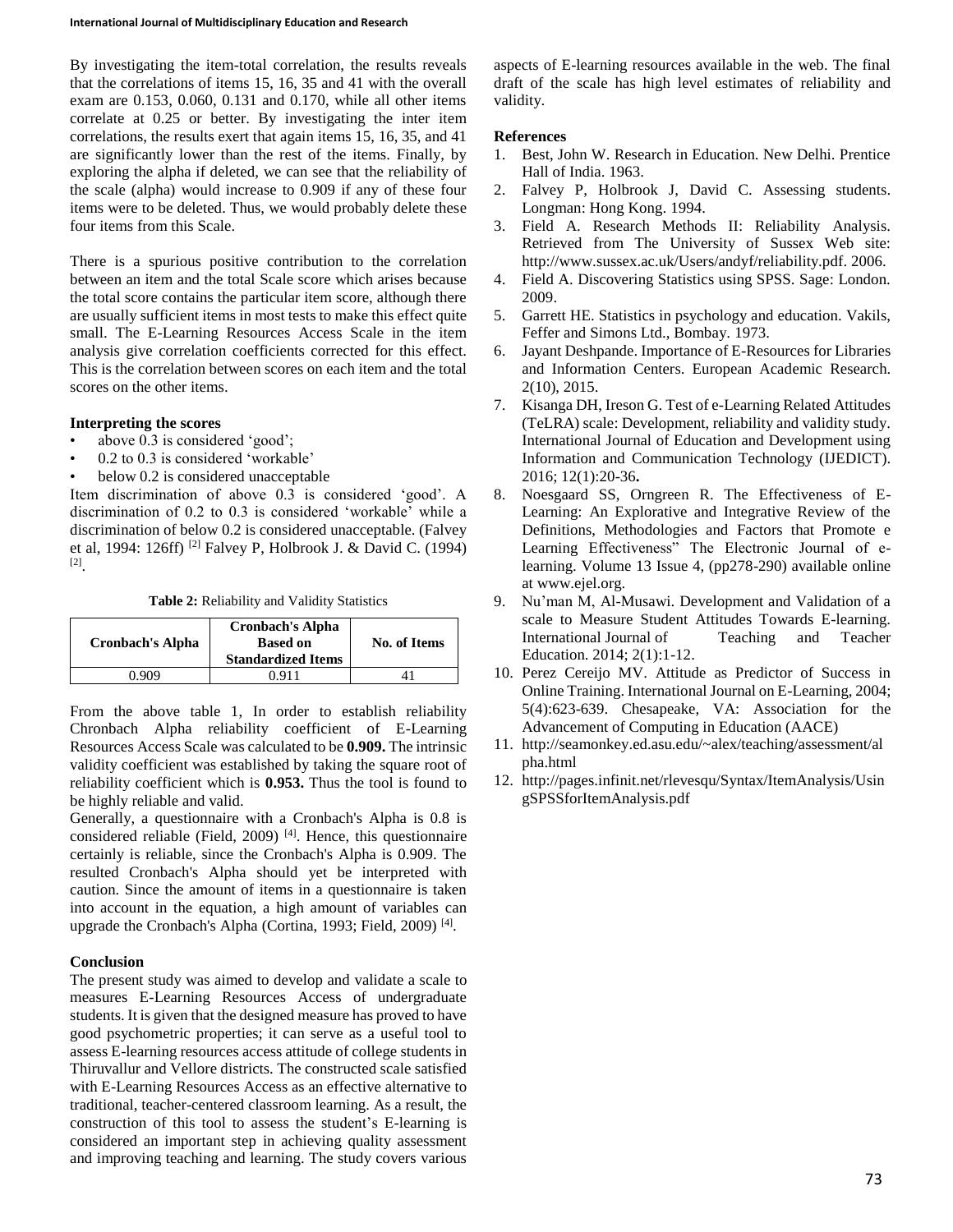By investigating the item-total correlation, the results reveals that the correlations of items 15, 16, 35 and 41 with the overall exam are 0.153, 0.060, 0.131 and 0.170, while all other items correlate at 0.25 or better. By investigating the inter item correlations, the results exert that again items 15, 16, 35, and 41 are significantly lower than the rest of the items. Finally, by exploring the alpha if deleted, we can see that the reliability of the scale (alpha) would increase to 0.909 if any of these four items were to be deleted. Thus, we would probably delete these four items from this Scale.

There is a spurious positive contribution to the correlation between an item and the total Scale score which arises because the total score contains the particular item score, although there are usually sufficient items in most tests to make this effect quite small. The E-Learning Resources Access Scale in the item analysis give correlation coefficients corrected for this effect. This is the correlation between scores on each item and the total scores on the other items.

### Interpreting the scores

- above 0.3 is considered 'good';
- 0.2 to 0.3 is considered 'workable'
- below 0.2 is considered unacceptable

Item discrimination of above 0.3 is considered 'good'. A discrimination of 0.2 to 0.3 is considered 'workable' while a discrimination of below 0.2 is considered unacceptable. (Falvey et al, 1994: 126ff) [2] Falvey P, Holbrook J. & David C. (1994) [2].

**Table 2:** Reliability and Validity Statistics

| Cronbach's Alpha | Cronbach's Alpha Based on Standardized Items | No. of Items |
|---|---|---|
| 0.909 | 0.911 | 41 |

From the above table 1, In order to establish reliability Chronbach Alpha reliability coefficient of E-Learning Resources Access Scale was calculated to be **0.909.** The intrinsic validity coefficient was established by taking the square root of reliability coefficient which is **0.953.** Thus the tool is found to be highly reliable and valid.

Generally, a questionnaire with a Cronbach's Alpha is 0.8 is considered reliable (Field, 2009) [4]. Hence, this questionnaire certainly is reliable, since the Cronbach's Alpha is 0.909. The resulted Cronbach's Alpha should yet be interpreted with caution. Since the amount of items in a questionnaire is taken into account in the equation, a high amount of variables can upgrade the Cronbach's Alpha (Cortina, 1993; Field, 2009) [4].

### Conclusion

The present study was aimed to develop and validate a scale to measures E-Learning Resources Access of undergraduate students. It is given that the designed measure has proved to have good psychometric properties; it can serve as a useful tool to assess E-learning resources access attitude of college students in Thiruvallur and Vellore districts. The constructed scale satisfied with E-Learning Resources Access as an effective alternative to traditional, teacher-centered classroom learning. As a result, the construction of this tool to assess the student's E-learning is considered an important step in achieving quality assessment and improving teaching and learning. The study covers various aspects of E-learning resources available in the web. The final draft of the scale has high level estimates of reliability and validity.

### References

1. Best, John W. Research in Education. New Delhi. Prentice Hall of India. 1963.
2. Falvey P, Holbrook J, David C. Assessing students. Longman: Hong Kong. 1994.
3. Field A. Research Methods II: Reliability Analysis. Retrieved from The University of Sussex Web site: http://www.sussex.ac.uk/Users/andyf/reliability.pdf. 2006.
4. Field A. Discovering Statistics using SPSS. Sage: London. 2009.
5. Garrett HE. Statistics in psychology and education. Vakils, Feffer and Simons Ltd., Bombay. 1973.
6. Jayant Deshpande. Importance of E-Resources for Libraries and Information Centers. European Academic Research. 2(10), 2015.
7. Kisanga DH, Ireson G. Test of e-Learning Related Attitudes (TeLRA) scale: Development, reliability and validity study. International Journal of Education and Development using Information and Communication Technology (IJEDICT). 2016; 12(1):20-36**.**
8. Noesgaard SS, Orngreen R. The Effectiveness of E-Learning: An Explorative and Integrative Review of the Definitions, Methodologies and Factors that Promote e Learning Effectiveness" The Electronic Journal of e-learning. Volume 13 Issue 4, (pp278-290) available online at www.ejel.org.
9. Nu'man M, Al-Musawi. Development and Validation of a scale to Measure Student Attitudes Towards E-learning. International Journal of Teaching and Teacher Education. 2014; 2(1):1-12.
10. Perez Cereijo MV. Attitude as Predictor of Success in Online Training. International Journal on E-Learning, 2004; 5(4):623-639. Chesapeake, VA: Association for the Advancement of Computing in Education (AACE)
11. http://seamonkey.ed.asu.edu/~alex/teaching/assessment/alpha.html
12. http://pages.infinit.net/rlevesqu/Syntax/ItemAnalysis/UsingSPSSforItemAnalysis.pdf